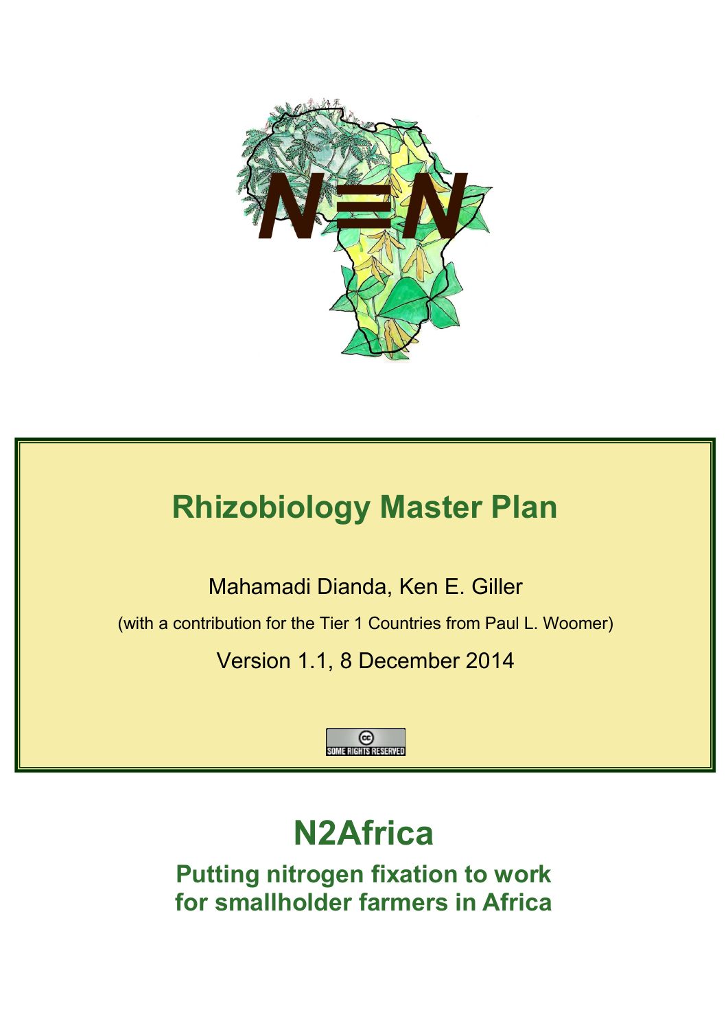# Rhizobiology Master Plan

Mahamadi Dianda, Ken E. Giller

(with a contribution for the Tier 1 Countries from Paul L. Woomer)

Version 1.1, 8 December 2014

SOME RIGHTS RESERVED

# N2Africa

## Putting nitrogen fixation to work for smallholder farmers in Africa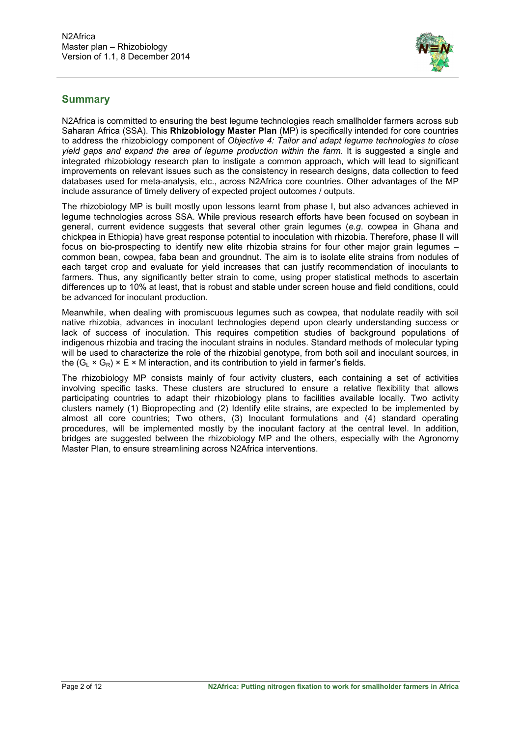## Summary

N2Africa is committed to ensuring the best legume technologies reach smallholder farmers across sub Saharan Africa (SSA). This **Rhizobiology Master Plan** (MP) is specifically intended for core countries to address the rhizobiology component of *Objective 4: Tailor and adapt legume technologies to close yield gaps and expand the area of legume production within the farm*. It is suggested a single and integrated rhizobiology research plan to instigate a common approach, which will lead to significant improvements on relevant issues such as the consistency in research designs, data collection to feed databases used for meta-analysis, etc., across N2Africa core countries. Other advantages of the MP include assurance of timely delivery of expected project outcomes / outputs.

The rhizobiology MP is built mostly upon lessons learnt from phase I, but also advances achieved in legume technologies across SSA. While previous research efforts have been focused on soybean in general, current evidence suggests that several other grain legumes (*e.g*. cowpea in Ghana and chickpea in Ethiopia) have great response potential to inoculation with rhizobia. Therefore, phase II will focus on bio-prospecting to identify new elite rhizobia strains for four other major grain legumes – common bean, cowpea, faba bean and groundnut. The aim is to isolate elite strains from nodules of each target crop and evaluate for yield increases that can justify recommendation of inoculants to farmers. Thus, any significantly better strain to come, using proper statistical methods to ascertain differences up to 10% at least, that is robust and stable under screen house and field conditions, could be advanced for inoculant production.

Meanwhile, when dealing with promiscuous legumes such as cowpea, that nodulate readily with soil native rhizobia, advances in inoculant technologies depend upon clearly understanding success or lack of success of inoculation. This requires competition studies of background populations of indigenous rhizobia and tracing the inoculant strains in nodules. Standard methods of molecular typing will be used to characterize the role of the rhizobial genotype, from both soil and inoculant sources, in the $(G_L \times G_R) \times E \times M$ interaction, and its contribution to yield in farmer's fields.

The rhizobiology MP consists mainly of four activity clusters, each containing a set of activities involving specific tasks. These clusters are structured to ensure a relative flexibility that allows participating countries to adapt their rhizobiology plans to facilities available locally. Two activity clusters namely (1) Biopropecting and (2) Identify elite strains, are expected to be implemented by almost all core countries; Two others, (3) Inoculant formulations and (4) standard operating procedures, will be implemented mostly by the inoculant factory at the central level. In addition, bridges are suggested between the rhizobiology MP and the others, especially with the Agronomy Master Plan, to ensure streamlining across N2Africa interventions.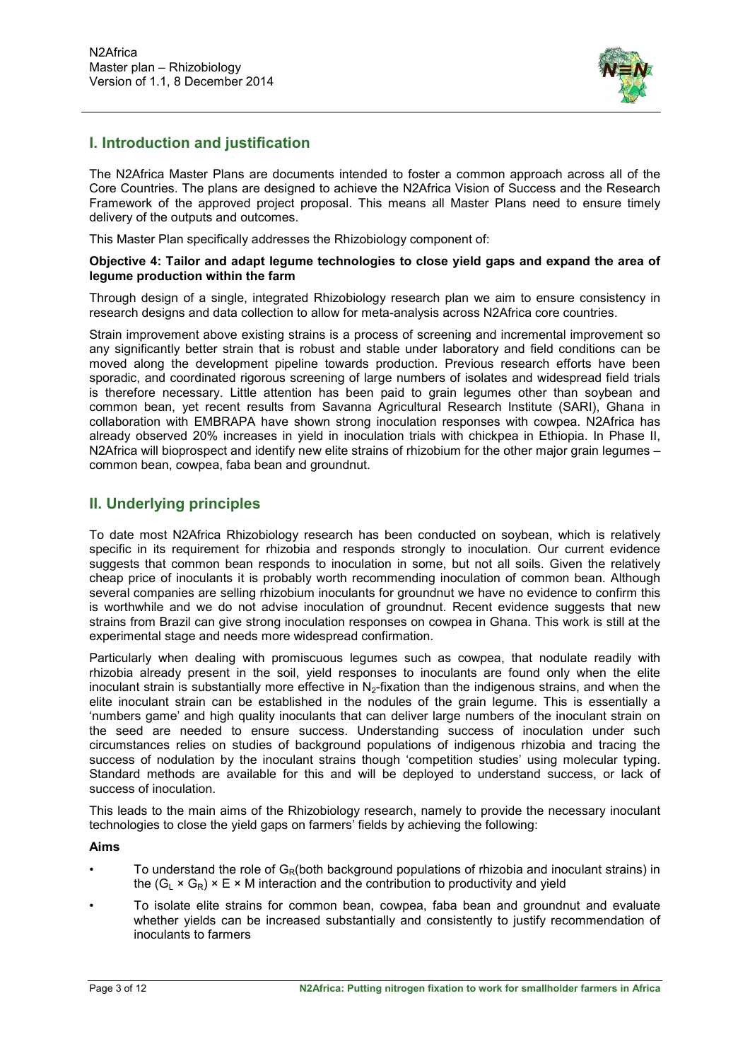## I. Introduction and justification

The N2Africa Master Plans are documents intended to foster a common approach across all of the Core Countries. The plans are designed to achieve the N2Africa Vision of Success and the Research Framework of the approved project proposal. This means all Master Plans need to ensure timely delivery of the outputs and outcomes.

This Master Plan specifically addresses the Rhizobiology component of:

**Objective 4: Tailor and adapt legume technologies to close yield gaps and expand the area of legume production within the farm**

Through design of a single, integrated Rhizobiology research plan we aim to ensure consistency in research designs and data collection to allow for meta-analysis across N2Africa core countries.

Strain improvement above existing strains is a process of screening and incremental improvement so any significantly better strain that is robust and stable under laboratory and field conditions can be moved along the development pipeline towards production. Previous research efforts have been sporadic, and coordinated rigorous screening of large numbers of isolates and widespread field trials is therefore necessary. Little attention has been paid to grain legumes other than soybean and common bean, yet recent results from Savanna Agricultural Research Institute (SARI), Ghana in collaboration with EMBRAPA have shown strong inoculation responses with cowpea. N2Africa has already observed 20% increases in yield in inoculation trials with chickpea in Ethiopia. In Phase II, N2Africa will bioprospect and identify new elite strains of rhizobium for the other major grain legumes – common bean, cowpea, faba bean and groundnut.

## II. Underlying principles

To date most N2Africa Rhizobiology research has been conducted on soybean, which is relatively specific in its requirement for rhizobia and responds strongly to inoculation. Our current evidence suggests that common bean responds to inoculation in some, but not all soils. Given the relatively cheap price of inoculants it is probably worth recommending inoculation of common bean. Although several companies are selling rhizobium inoculants for groundnut we have no evidence to confirm this is worthwhile and we do not advise inoculation of groundnut. Recent evidence suggests that new strains from Brazil can give strong inoculation responses on cowpea in Ghana. This work is still at the experimental stage and needs more widespread confirmation.

Particularly when dealing with promiscuous legumes such as cowpea, that nodulate readily with rhizobia already present in the soil, yield responses to inoculants are found only when the elite inoculant strain is substantially more effective in $N_2$-fixation than the indigenous strains, and when the elite inoculant strain can be established in the nodules of the grain legume. This is essentially a 'numbers game' and high quality inoculants that can deliver large numbers of the inoculant strain on the seed are needed to ensure success. Understanding success of inoculation under such circumstances relies on studies of background populations of indigenous rhizobia and tracing the success of nodulation by the inoculant strains though 'competition studies' using molecular typing. Standard methods are available for this and will be deployed to understand success, or lack of success of inoculation.

This leads to the main aims of the Rhizobiology research, namely to provide the necessary inoculant technologies to close the yield gaps on farmers' fields by achieving the following:

**Aims**

- To understand the role of $G_R$(both background populations of rhizobia and inoculant strains) in the $(G_L \times G_R) \times E \times M$ interaction and the contribution to productivity and yield
- To isolate elite strains for common bean, cowpea, faba bean and groundnut and evaluate whether yields can be increased substantially and consistently to justify recommendation of inoculants to farmers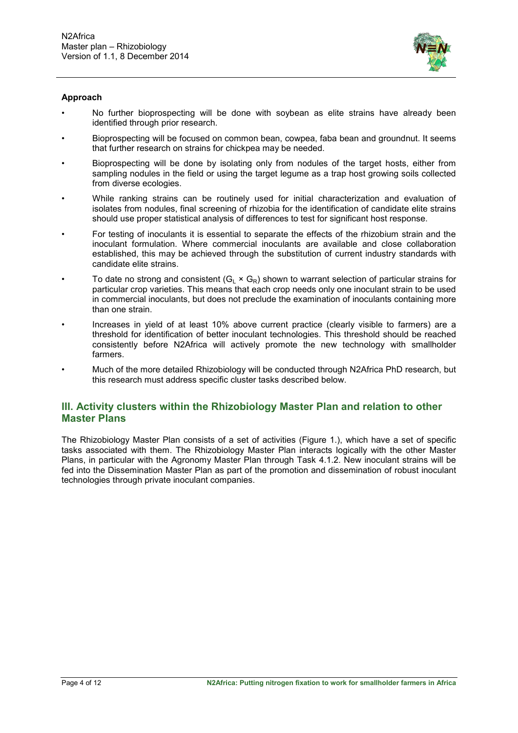**Approach**

- No further bioprospecting will be done with soybean as elite strains have already been identified through prior research.
- Bioprospecting will be focused on common bean, cowpea, faba bean and groundnut. It seems that further research on strains for chickpea may be needed.
- Bioprospecting will be done by isolating only from nodules of the target hosts, either from sampling nodules in the field or using the target legume as a trap host growing soils collected from diverse ecologies.
- While ranking strains can be routinely used for initial characterization and evaluation of isolates from nodules, final screening of rhizobia for the identification of candidate elite strains should use proper statistical analysis of differences to test for significant host response.
- For testing of inoculants it is essential to separate the effects of the rhizobium strain and the inoculant formulation. Where commercial inoculants are available and close collaboration established, this may be achieved through the substitution of current industry standards with candidate elite strains.
- To date no strong and consistent ($G_L \times G_R$) shown to warrant selection of particular strains for particular crop varieties. This means that each crop needs only one inoculant strain to be used in commercial inoculants, but does not preclude the examination of inoculants containing more than one strain.
- Increases in yield of at least 10% above current practice (clearly visible to farmers) are a threshold for identification of better inoculant technologies. This threshold should be reached consistently before N2Africa will actively promote the new technology with smallholder farmers.
- Much of the more detailed Rhizobiology will be conducted through N2Africa PhD research, but this research must address specific cluster tasks described below.

## III. Activity clusters within the Rhizobiology Master Plan and relation to other Master Plans

The Rhizobiology Master Plan consists of a set of activities (Figure 1.), which have a set of specific tasks associated with them. The Rhizobiology Master Plan interacts logically with the other Master Plans, in particular with the Agronomy Master Plan through Task 4.1.2. New inoculant strains will be fed into the Dissemination Master Plan as part of the promotion and dissemination of robust inoculant technologies through private inoculant companies.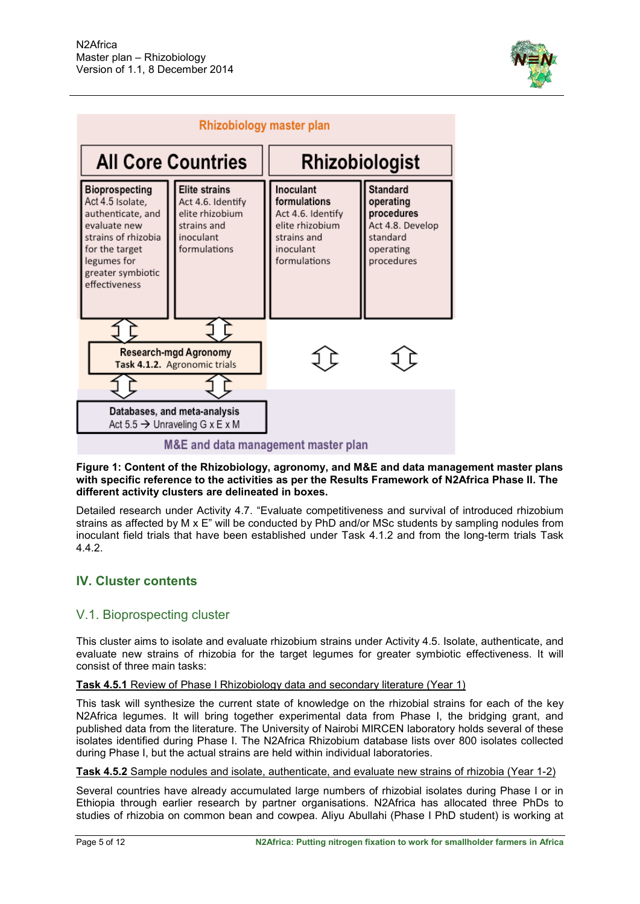Rhizobiology master plan

| All Core Countries | | Rhizobiologist | |
|---|---|---|---|
| **Bioprospecting** Act 4.5 Isolate, authenticate, and evaluate new strains of rhizobia for the target legumes for greater symbiotic effectiveness | **Elite strains** Act 4.6. Identify elite rhizobium strains and inoculant formulations | **Inoculant formulations** Act 4.6. Identify elite rhizobium strains and inoculant formulations | **Standard operating procedures** Act 4.8. Develop standard operating procedures |

**Research-mgd Agronomy**
**Task 4.1.2.** Agronomic trials

**Databases, and meta-analysis**
Act 5.5 → Unraveling G x E x M

M&E and data management master plan

**Figure 1: Content of the Rhizobiology, agronomy, and M&E and data management master plans with specific reference to the activities as per the Results Framework of N2Africa Phase II. The different activity clusters are delineated in boxes.**

Detailed research under Activity 4.7. "Evaluate competitiveness and survival of introduced rhizobium strains as affected by M x E" will be conducted by PhD and/or MSc students by sampling nodules from inoculant field trials that have been established under Task 4.1.2 and from the long-term trials Task 4.4.2.

## IV. Cluster contents

### V.1. Bioprospecting cluster

This cluster aims to isolate and evaluate rhizobium strains under Activity 4.5. Isolate, authenticate, and evaluate new strains of rhizobia for the target legumes for greater symbiotic effectiveness. It will consist of three main tasks:

**Task 4.5.1** Review of Phase I Rhizobiology data and secondary literature (Year 1)

This task will synthesize the current state of knowledge on the rhizobial strains for each of the key N2Africa legumes. It will bring together experimental data from Phase I, the bridging grant, and published data from the literature. The University of Nairobi MIRCEN laboratory holds several of these isolates identified during Phase I. The N2Africa Rhizobium database lists over 800 isolates collected during Phase I, but the actual strains are held within individual laboratories.

**Task 4.5.2** Sample nodules and isolate, authenticate, and evaluate new strains of rhizobia (Year 1-2)

Several countries have already accumulated large numbers of rhizobial isolates during Phase I or in Ethiopia through earlier research by partner organisations. N2Africa has allocated three PhDs to studies of rhizobia on common bean and cowpea. Aliyu Abullahi (Phase I PhD student) is working at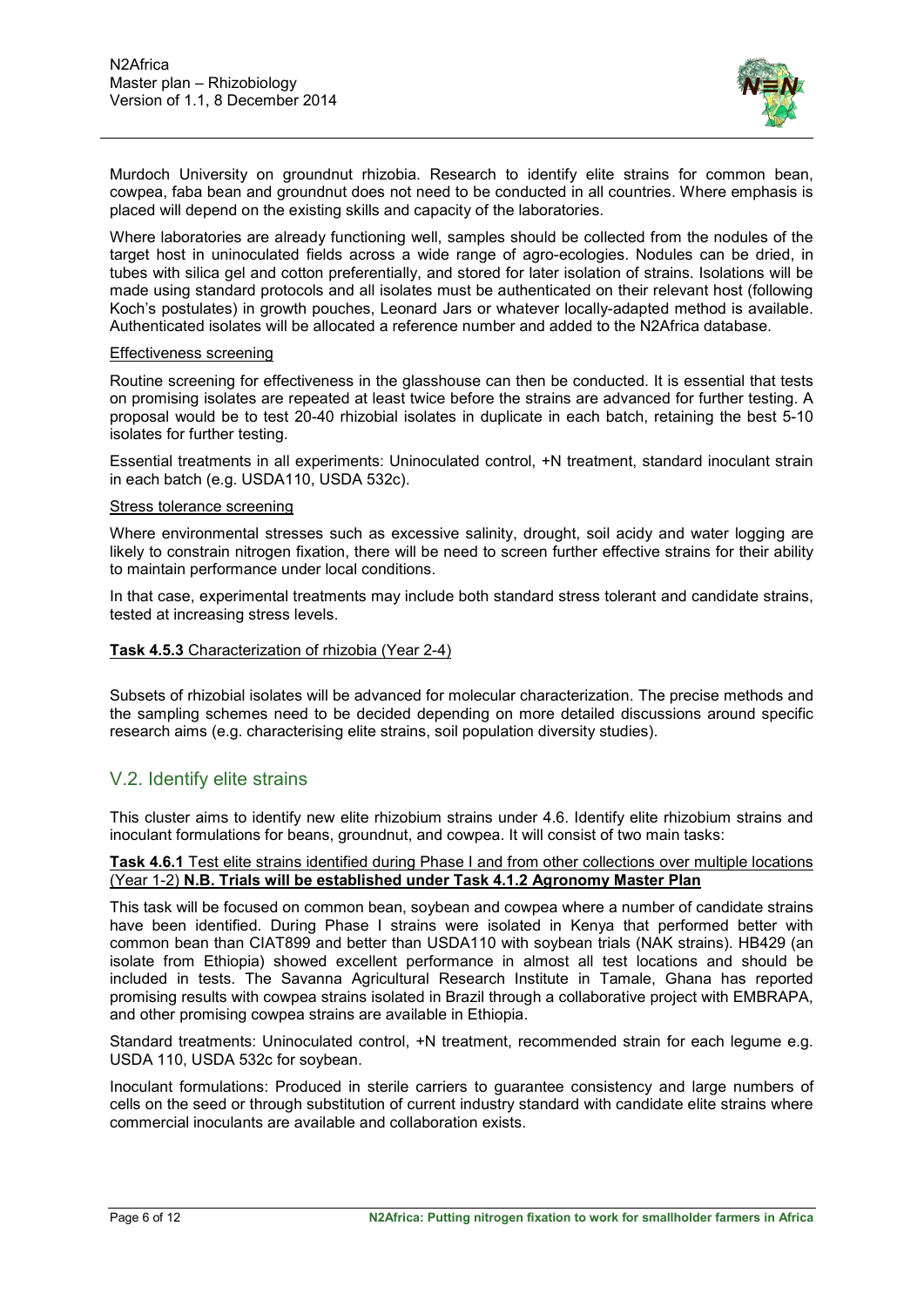Murdoch University on groundnut rhizobia. Research to identify elite strains for common bean, cowpea, faba bean and groundnut does not need to be conducted in all countries. Where emphasis is placed will depend on the existing skills and capacity of the laboratories.

Where laboratories are already functioning well, samples should be collected from the nodules of the target host in uninoculated fields across a wide range of agro-ecologies. Nodules can be dried, in tubes with silica gel and cotton preferentially, and stored for later isolation of strains. Isolations will be made using standard protocols and all isolates must be authenticated on their relevant host (following Koch's postulates) in growth pouches, Leonard Jars or whatever locally-adapted method is available. Authenticated isolates will be allocated a reference number and added to the N2Africa database.

Effectiveness screening

Routine screening for effectiveness in the glasshouse can then be conducted. It is essential that tests on promising isolates are repeated at least twice before the strains are advanced for further testing. A proposal would be to test 20-40 rhizobial isolates in duplicate in each batch, retaining the best 5-10 isolates for further testing.

Essential treatments in all experiments: Uninoculated control, +N treatment, standard inoculant strain in each batch (e.g. USDA110, USDA 532c).

Stress tolerance screening

Where environmental stresses such as excessive salinity, drought, soil acidy and water logging are likely to constrain nitrogen fixation, there will be need to screen further effective strains for their ability to maintain performance under local conditions.

In that case, experimental treatments may include both standard stress tolerant and candidate strains, tested at increasing stress levels.

**Task 4.5.3** Characterization of rhizobia (Year 2-4)

Subsets of rhizobial isolates will be advanced for molecular characterization. The precise methods and the sampling schemes need to be decided depending on more detailed discussions around specific research aims (e.g. characterising elite strains, soil population diversity studies).

## V.2. Identify elite strains

This cluster aims to identify new elite rhizobium strains under 4.6. Identify elite rhizobium strains and inoculant formulations for beans, groundnut, and cowpea. It will consist of two main tasks:

**Task 4.6.1** Test elite strains identified during Phase I and from other collections over multiple locations (Year 1-2) **N.B. Trials will be established under Task 4.1.2 Agronomy Master Plan**

This task will be focused on common bean, soybean and cowpea where a number of candidate strains have been identified. During Phase I strains were isolated in Kenya that performed better with common bean than CIAT899 and better than USDA110 with soybean trials (NAK strains). HB429 (an isolate from Ethiopia) showed excellent performance in almost all test locations and should be included in tests. The Savanna Agricultural Research Institute in Tamale, Ghana has reported promising results with cowpea strains isolated in Brazil through a collaborative project with EMBRAPA, and other promising cowpea strains are available in Ethiopia.

Standard treatments: Uninoculated control, +N treatment, recommended strain for each legume e.g. USDA 110, USDA 532c for soybean.

Inoculant formulations: Produced in sterile carriers to guarantee consistency and large numbers of cells on the seed or through substitution of current industry standard with candidate elite strains where commercial inoculants are available and collaboration exists.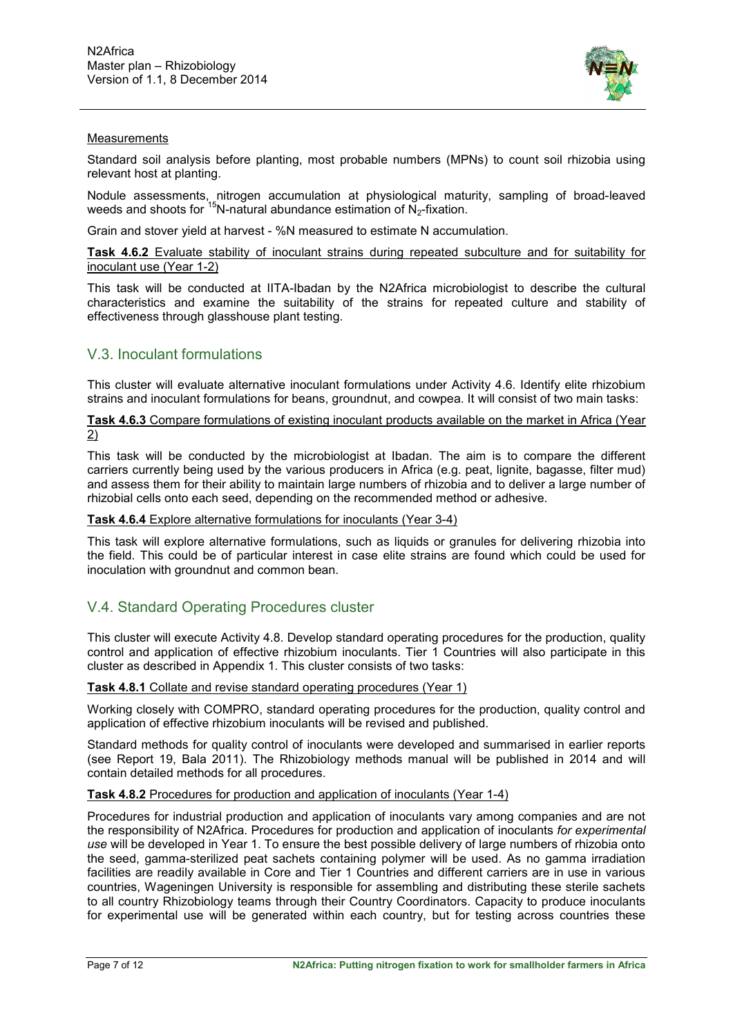Measurements

Standard soil analysis before planting, most probable numbers (MPNs) to count soil rhizobia using relevant host at planting.

Nodule assessments, nitrogen accumulation at physiological maturity, sampling of broad-leaved weeds and shoots for $^{15}N$-natural abundance estimation of $N_2$-fixation.

Grain and stover yield at harvest - %N measured to estimate N accumulation.

**Task 4.6.2** Evaluate stability of inoculant strains during repeated subculture and for suitability for inoculant use (Year 1-2)

This task will be conducted at IITA-Ibadan by the N2Africa microbiologist to describe the cultural characteristics and examine the suitability of the strains for repeated culture and stability of effectiveness through glasshouse plant testing.

## V.3. Inoculant formulations

This cluster will evaluate alternative inoculant formulations under Activity 4.6. Identify elite rhizobium strains and inoculant formulations for beans, groundnut, and cowpea. It will consist of two main tasks:

**Task 4.6.3** Compare formulations of existing inoculant products available on the market in Africa (Year 2)

This task will be conducted by the microbiologist at Ibadan. The aim is to compare the different carriers currently being used by the various producers in Africa (e.g. peat, lignite, bagasse, filter mud) and assess them for their ability to maintain large numbers of rhizobia and to deliver a large number of rhizobial cells onto each seed, depending on the recommended method or adhesive.

**Task 4.6.4** Explore alternative formulations for inoculants (Year 3-4)

This task will explore alternative formulations, such as liquids or granules for delivering rhizobia into the field. This could be of particular interest in case elite strains are found which could be used for inoculation with groundnut and common bean.

## V.4. Standard Operating Procedures cluster

This cluster will execute Activity 4.8. Develop standard operating procedures for the production, quality control and application of effective rhizobium inoculants. Tier 1 Countries will also participate in this cluster as described in Appendix 1. This cluster consists of two tasks:

**Task 4.8.1** Collate and revise standard operating procedures (Year 1)

Working closely with COMPRO, standard operating procedures for the production, quality control and application of effective rhizobium inoculants will be revised and published.

Standard methods for quality control of inoculants were developed and summarised in earlier reports (see Report 19, Bala 2011). The Rhizobiology methods manual will be published in 2014 and will contain detailed methods for all procedures.

**Task 4.8.2** Procedures for production and application of inoculants (Year 1-4)

Procedures for industrial production and application of inoculants vary among companies and are not the responsibility of N2Africa. Procedures for production and application of inoculants *for experimental use* will be developed in Year 1. To ensure the best possible delivery of large numbers of rhizobia onto the seed, gamma-sterilized peat sachets containing polymer will be used. As no gamma irradiation facilities are readily available in Core and Tier 1 Countries and different carriers are in use in various countries, Wageningen University is responsible for assembling and distributing these sterile sachets to all country Rhizobiology teams through their Country Coordinators. Capacity to produce inoculants for experimental use will be generated within each country, but for testing across countries these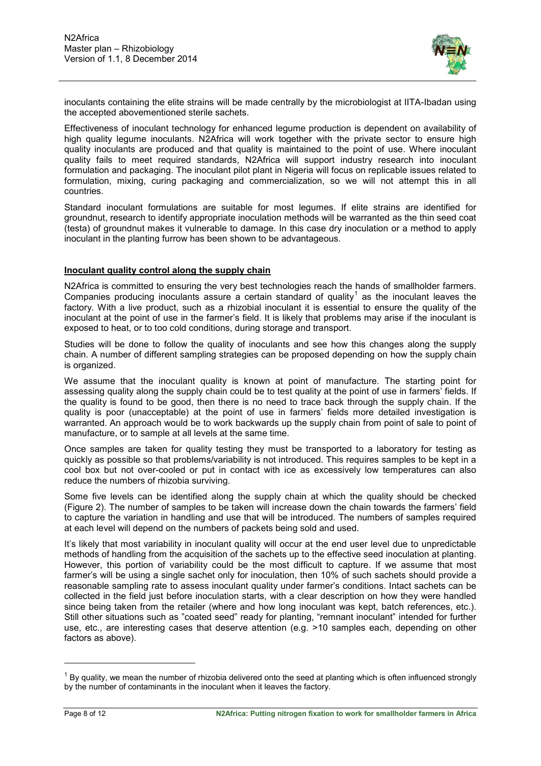inoculants containing the elite strains will be made centrally by the microbiologist at IITA-Ibadan using the accepted abovementioned sterile sachets.

Effectiveness of inoculant technology for enhanced legume production is dependent on availability of high quality legume inoculants. N2Africa will work together with the private sector to ensure high quality inoculants are produced and that quality is maintained to the point of use. Where inoculant quality fails to meet required standards, N2Africa will support industry research into inoculant formulation and packaging. The inoculant pilot plant in Nigeria will focus on replicable issues related to formulation, mixing, curing packaging and commercialization, so we will not attempt this in all countries.

Standard inoculant formulations are suitable for most legumes. If elite strains are identified for groundnut, research to identify appropriate inoculation methods will be warranted as the thin seed coat (testa) of groundnut makes it vulnerable to damage. In this case dry inoculation or a method to apply inoculant in the planting furrow has been shown to be advantageous.

**Inoculant quality control along the supply chain**

N2Africa is committed to ensuring the very best technologies reach the hands of smallholder farmers. Companies producing inoculants assure a certain standard of quality[1] as the inoculant leaves the factory. With a live product, such as a rhizobial inoculant it is essential to ensure the quality of the inoculant at the point of use in the farmer's field. It is likely that problems may arise if the inoculant is exposed to heat, or to too cold conditions, during storage and transport.

Studies will be done to follow the quality of inoculants and see how this changes along the supply chain. A number of different sampling strategies can be proposed depending on how the supply chain is organized.

We assume that the inoculant quality is known at point of manufacture. The starting point for assessing quality along the supply chain could be to test quality at the point of use in farmers' fields. If the quality is found to be good, then there is no need to trace back through the supply chain. If the quality is poor (unacceptable) at the point of use in farmers' fields more detailed investigation is warranted. An approach would be to work backwards up the supply chain from point of sale to point of manufacture, or to sample at all levels at the same time.

Once samples are taken for quality testing they must be transported to a laboratory for testing as quickly as possible so that problems/variability is not introduced. This requires samples to be kept in a cool box but not over-cooled or put in contact with ice as excessively low temperatures can also reduce the numbers of rhizobia surviving.

Some five levels can be identified along the supply chain at which the quality should be checked (Figure 2). The number of samples to be taken will increase down the chain towards the farmers' field to capture the variation in handling and use that will be introduced. The numbers of samples required at each level will depend on the numbers of packets being sold and used.

It's likely that most variability in inoculant quality will occur at the end user level due to unpredictable methods of handling from the acquisition of the sachets up to the effective seed inoculation at planting. However, this portion of variability could be the most difficult to capture. If we assume that most farmer's will be using a single sachet only for inoculation, then 10% of such sachets should provide a reasonable sampling rate to assess inoculant quality under farmer's conditions. Intact sachets can be collected in the field just before inoculation starts, with a clear description on how they were handled since being taken from the retailer (where and how long inoculant was kept, batch references, etc.). Still other situations such as "coated seed" ready for planting, "remnant inoculant" intended for further use, etc., are interesting cases that deserve attention (e.g. >10 samples each, depending on other factors as above).

---

[1] By quality, we mean the number of rhizobia delivered onto the seed at planting which is often influenced strongly by the number of contaminants in the inoculant when it leaves the factory.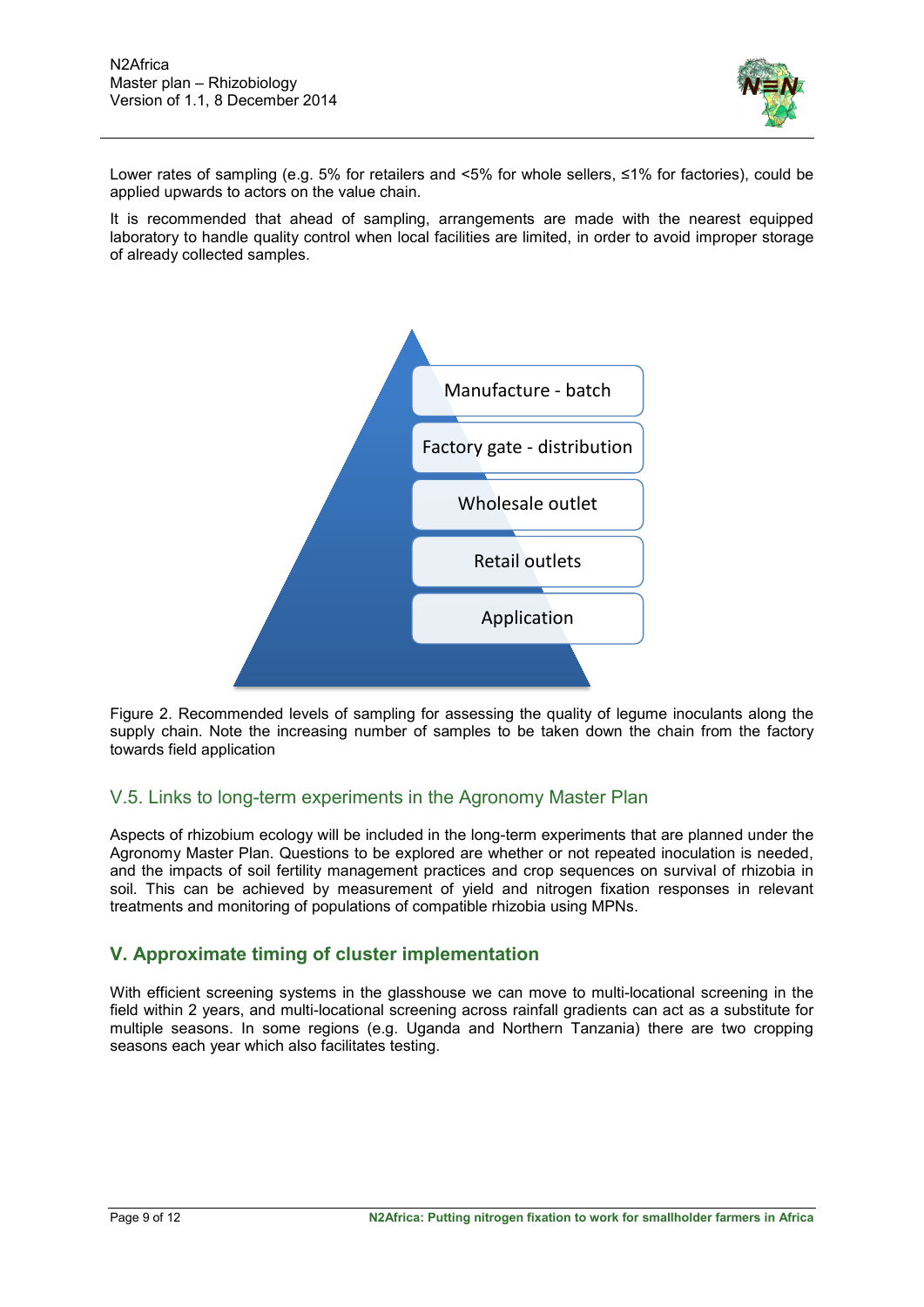Lower rates of sampling (e.g. 5% for retailers and <5% for whole sellers, ≤1% for factories), could be applied upwards to actors on the value chain.

It is recommended that ahead of sampling, arrangements are made with the nearest equipped laboratory to handle quality control when local facilities are limited, in order to avoid improper storage of already collected samples.

Manufacture - batch

Factory gate - distribution

Wholesale outlet

Retail outlets

Application

Figure 2. Recommended levels of sampling for assessing the quality of legume inoculants along the supply chain. Note the increasing number of samples to be taken down the chain from the factory towards field application

## V.5. Links to long-term experiments in the Agronomy Master Plan

Aspects of rhizobium ecology will be included in the long-term experiments that are planned under the Agronomy Master Plan. Questions to be explored are whether or not repeated inoculation is needed, and the impacts of soil fertility management practices and crop sequences on survival of rhizobia in soil. This can be achieved by measurement of yield and nitrogen fixation responses in relevant treatments and monitoring of populations of compatible rhizobia using MPNs.

## V. Approximate timing of cluster implementation

With efficient screening systems in the glasshouse we can move to multi-locational screening in the field within 2 years, and multi-locational screening across rainfall gradients can act as a substitute for multiple seasons. In some regions (e.g. Uganda and Northern Tanzania) there are two cropping seasons each year which also facilitates testing.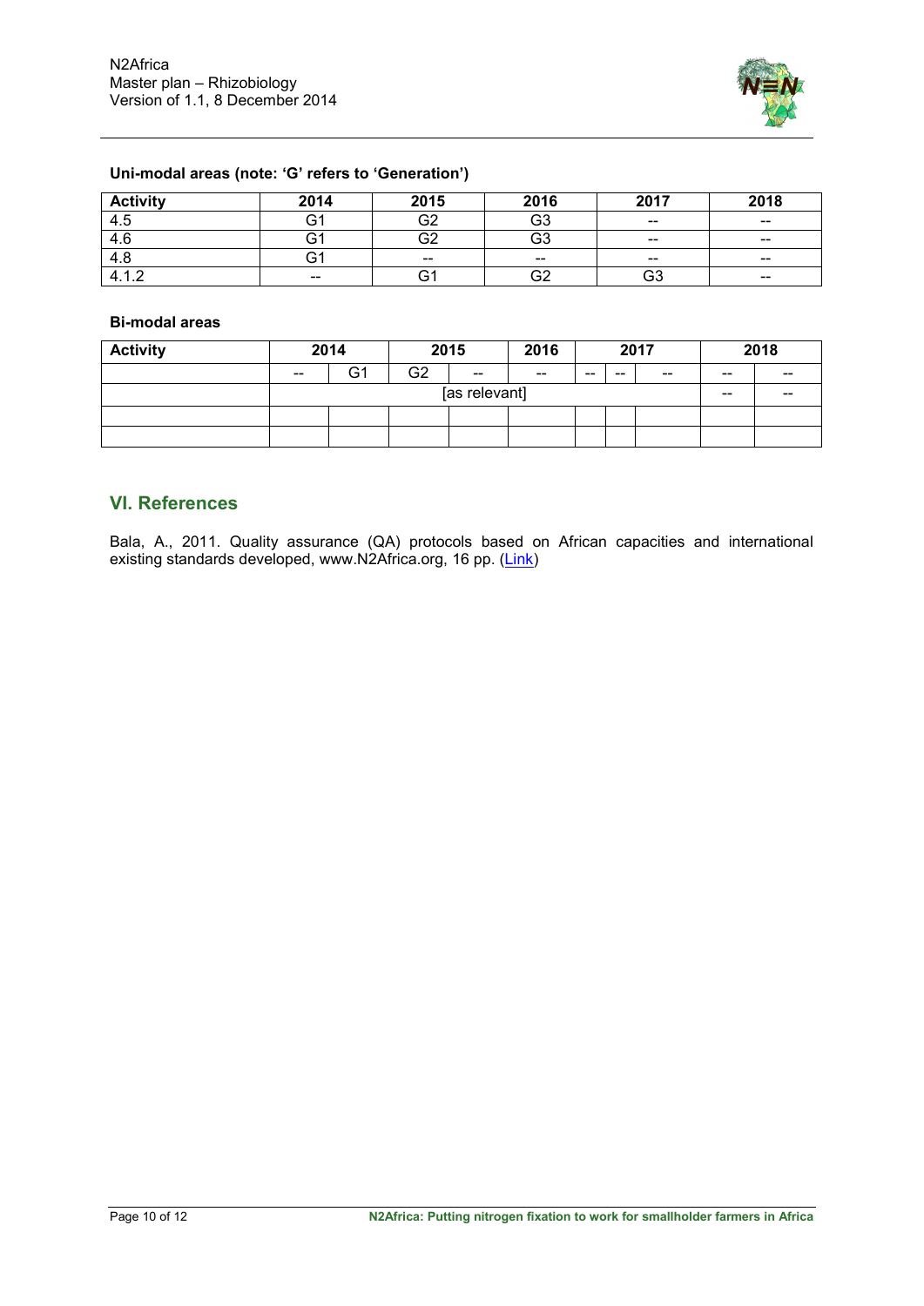**Uni-modal areas (note: 'G' refers to 'Generation')**

| Activity | 2014 | 2015 | 2016 | 2017 | 2018 |
|---|---|---|---|---|---|
| 4.5 | G1 | G2 | G3 | -- | -- |
| 4.6 | G1 | G2 | G3 | -- | -- |
| 4.8 | G1 | -- | -- | -- | -- |
| 4.1.2 | -- | G1 | G2 | G3 | -- |

**Bi-modal areas**

| Activity | 2014 | | 2015 | | 2016 | 2017 | | | 2018 | |
|---|---|---|---|---|---|---|---|---|---|---|
| | -- | G1 | G2 | -- | -- | -- | -- | -- | -- | -- |
| | [as relevant] | | | | | | | | -- | -- |
| | | | | | | | | | | |
| | | | | | | | | | | |

## VI. References

Bala, A., 2011. Quality assurance (QA) protocols based on African capacities and international existing standards developed, www.N2Africa.org, 16 pp. (Link)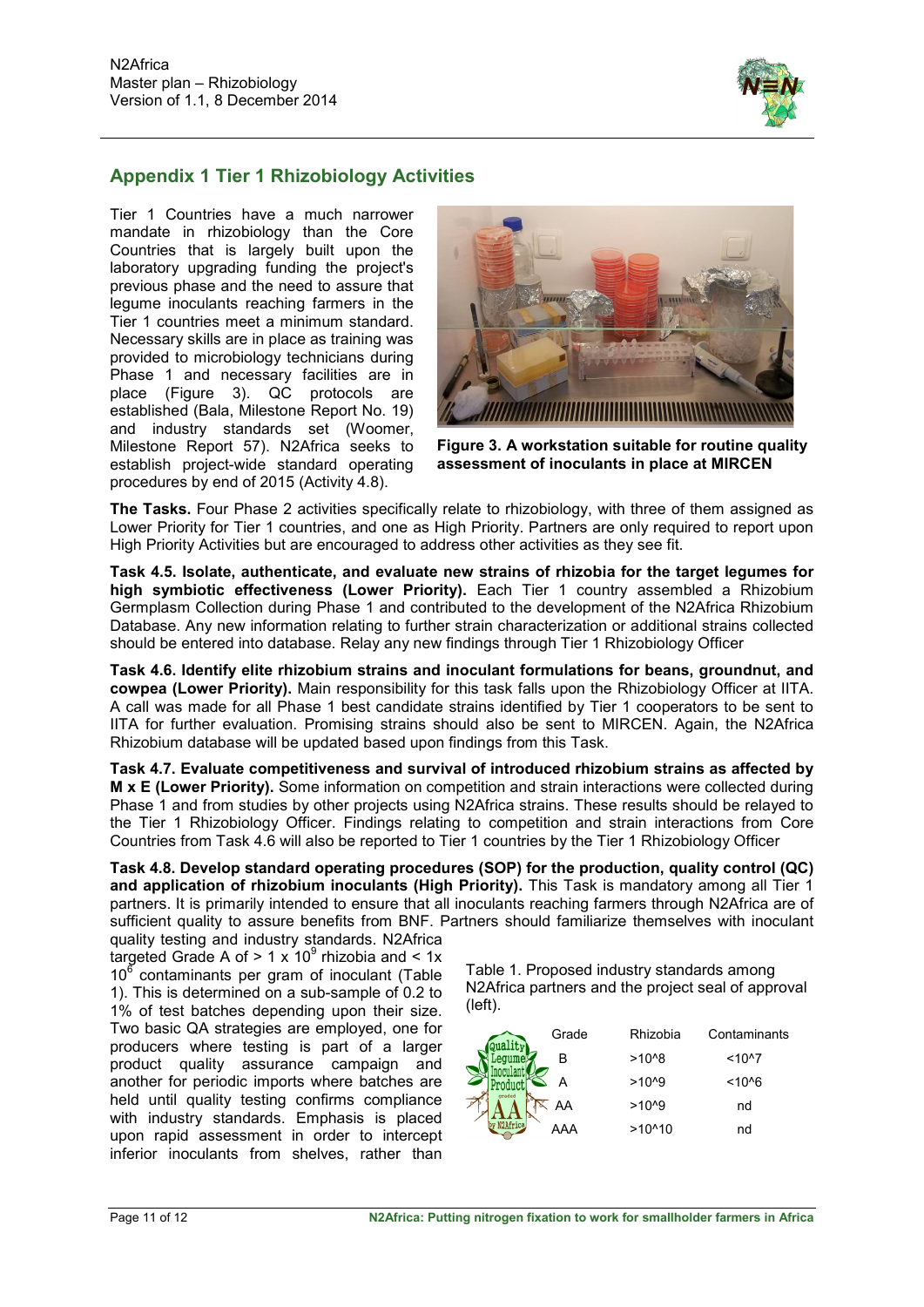## Appendix 1 Tier 1 Rhizobiology Activities

Tier 1 Countries have a much narrower mandate in rhizobiology than the Core Countries that is largely built upon the laboratory upgrading funding the project's previous phase and the need to assure that legume inoculants reaching farmers in the Tier 1 countries meet a minimum standard. Necessary skills are in place as training was provided to microbiology technicians during Phase 1 and necessary facilities are in place (Figure 3). QC protocols are established (Bala, Milestone Report No. 19) and industry standards set (Woomer, Milestone Report 57). N2Africa seeks to establish project-wide standard operating procedures by end of 2015 (Activity 4.8).

**Figure 3. A workstation suitable for routine quality assessment of inoculants in place at MIRCEN**

**The Tasks.** Four Phase 2 activities specifically relate to rhizobiology, with three of them assigned as Lower Priority for Tier 1 countries, and one as High Priority. Partners are only required to report upon High Priority Activities but are encouraged to address other activities as they see fit.

**Task 4.5. Isolate, authenticate, and evaluate new strains of rhizobia for the target legumes for high symbiotic effectiveness (Lower Priority).** Each Tier 1 country assembled a Rhizobium Germplasm Collection during Phase 1 and contributed to the development of the N2Africa Rhizobium Database. Any new information relating to further strain characterization or additional strains collected should be entered into database. Relay any new findings through Tier 1 Rhizobiology Officer

**Task 4.6. Identify elite rhizobium strains and inoculant formulations for beans, groundnut, and cowpea (Lower Priority).** Main responsibility for this task falls upon the Rhizobiology Officer at IITA. A call was made for all Phase 1 best candidate strains identified by Tier 1 cooperators to be sent to IITA for further evaluation. Promising strains should also be sent to MIRCEN. Again, the N2Africa Rhizobium database will be updated based upon findings from this Task.

**Task 4.7. Evaluate competitiveness and survival of introduced rhizobium strains as affected by M x E (Lower Priority).** Some information on competition and strain interactions were collected during Phase 1 and from studies by other projects using N2Africa strains. These results should be relayed to the Tier 1 Rhizobiology Officer. Findings relating to competition and strain interactions from Core Countries from Task 4.6 will also be reported to Tier 1 countries by the Tier 1 Rhizobiology Officer

**Task 4.8. Develop standard operating procedures (SOP) for the production, quality control (QC) and application of rhizobium inoculants (High Priority).** This Task is mandatory among all Tier 1 partners. It is primarily intended to ensure that all inoculants reaching farmers through N2Africa are of sufficient quality to assure benefits from BNF. Partners should familiarize themselves with inoculant quality testing and industry standards. N2Africa targeted Grade A of > $1 \times 10^9$ rhizobia and < $1 \times 10^6$ contaminants per gram of inoculant (Table 1). This is determined on a sub-sample of 0.2 to 1% of test batches depending upon their size. Two basic QA strategies are employed, one for producers where testing is part of a larger product quality assurance campaign and another for periodic imports where batches are held until quality testing confirms compliance with industry standards. Emphasis is placed upon rapid assessment in order to intercept inferior inoculants from shelves, rather than

Table 1. Proposed industry standards among N2Africa partners and the project seal of approval (left).

| Grade | Rhizobia | Contaminants |
|---|---|---|
| B | >10^8 | <10^7 |
| A | >10^9 | <10^6 |
| AA | >10^9 | nd |
| AAA | >10^10 | nd |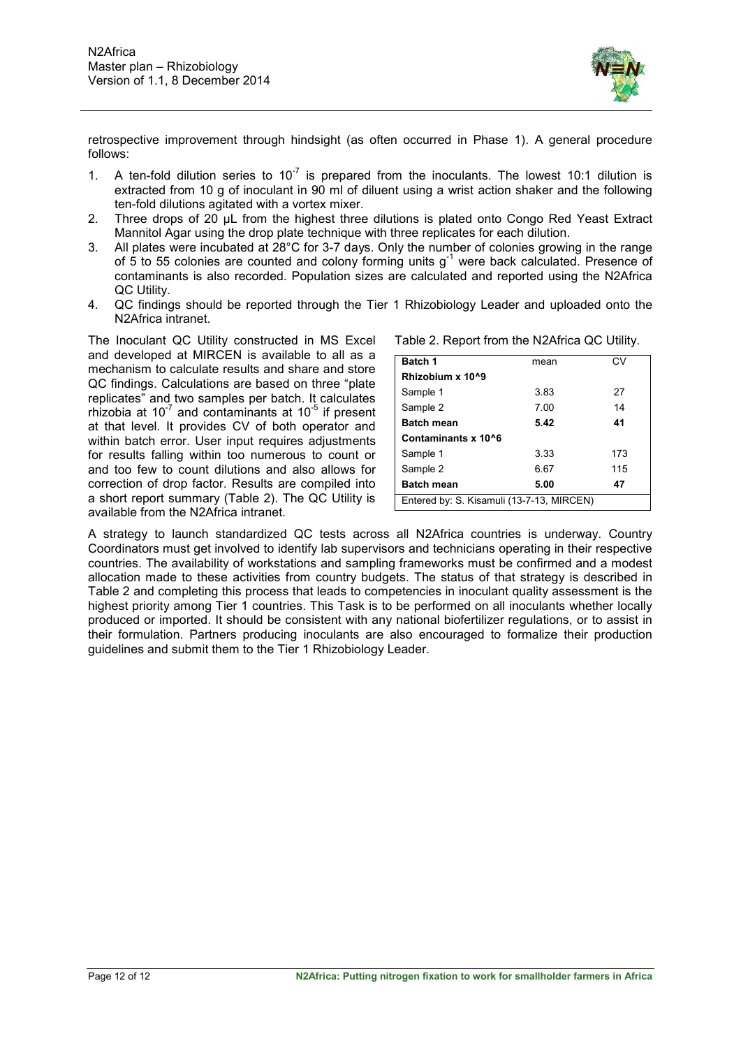retrospective improvement through hindsight (as often occurred in Phase 1). A general procedure follows:

1. A ten-fold dilution series to $10^{-7}$ is prepared from the inoculants. The lowest 10:1 dilution is extracted from 10 g of inoculant in 90 ml of diluent using a wrist action shaker and the following ten-fold dilutions agitated with a vortex mixer.
2. Three drops of 20 µL from the highest three dilutions is plated onto Congo Red Yeast Extract Mannitol Agar using the drop plate technique with three replicates for each dilution.
3. All plates were incubated at 28°C for 3-7 days. Only the number of colonies growing in the range of 5 to 55 colonies are counted and colony forming units $g^{-1}$ were back calculated. Presence of contaminants is also recorded. Population sizes are calculated and reported using the N2Africa QC Utility.
4. QC findings should be reported through the Tier 1 Rhizobiology Leader and uploaded onto the N2Africa intranet.

The Inoculant QC Utility constructed in MS Excel and developed at MIRCEN is available to all as a mechanism to calculate results and share and store QC findings. Calculations are based on three "plate replicates" and two samples per batch. It calculates rhizobia at $10^{-7}$ and contaminants at $10^{-5}$ if present at that level. It provides CV of both operator and within batch error. User input requires adjustments for results falling within too numerous to count or and too few to count dilutions and also allows for correction of drop factor. Results are compiled into a short report summary (Table 2). The QC Utility is available from the N2Africa intranet.

Table 2. Report from the N2Africa QC Utility.

| Batch 1 | mean | CV |
|---|---|---|
| **Rhizobium x 10^9** | | |
| Sample 1 | 3.83 | 27 |
| Sample 2 | 7.00 | 14 |
| **Batch mean** | **5.42** | **41** |
| **Contaminants x 10^6** | | |
| Sample 1 | 3.33 | 173 |
| Sample 2 | 6.67 | 115 |
| **Batch mean** | **5.00** | **47** |
| Entered by: S. Kisamuli (13-7-13, MIRCEN) | | |

A strategy to launch standardized QC tests across all N2Africa countries is underway. Country Coordinators must get involved to identify lab supervisors and technicians operating in their respective countries. The availability of workstations and sampling frameworks must be confirmed and a modest allocation made to these activities from country budgets. The status of that strategy is described in Table 2 and completing this process that leads to competencies in inoculant quality assessment is the highest priority among Tier 1 countries. This Task is to be performed on all inoculants whether locally produced or imported. It should be consistent with any national biofertilizer regulations, or to assist in their formulation. Partners producing inoculants are also encouraged to formalize their production guidelines and submit them to the Tier 1 Rhizobiology Leader.